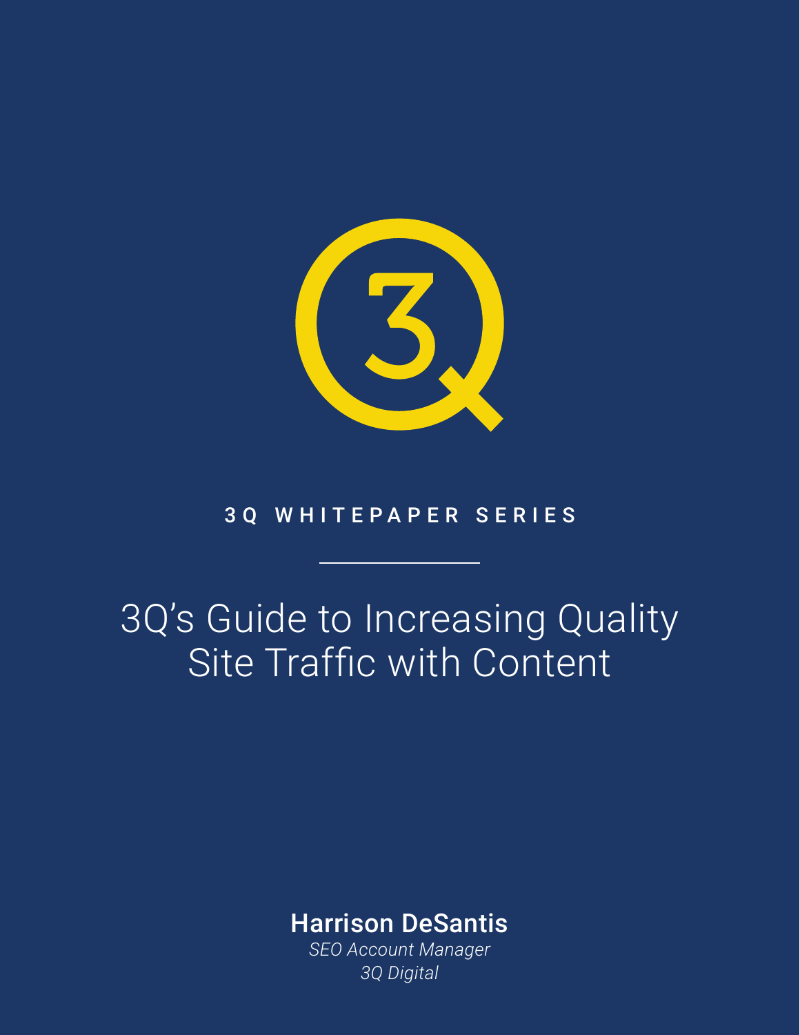3Q WHITEPAPER SERIES

# 3Q's Guide to Increasing Quality Site Traffic with Content

**Harrison DeSantis**

*SEO Account Manager*

*3Q Digital*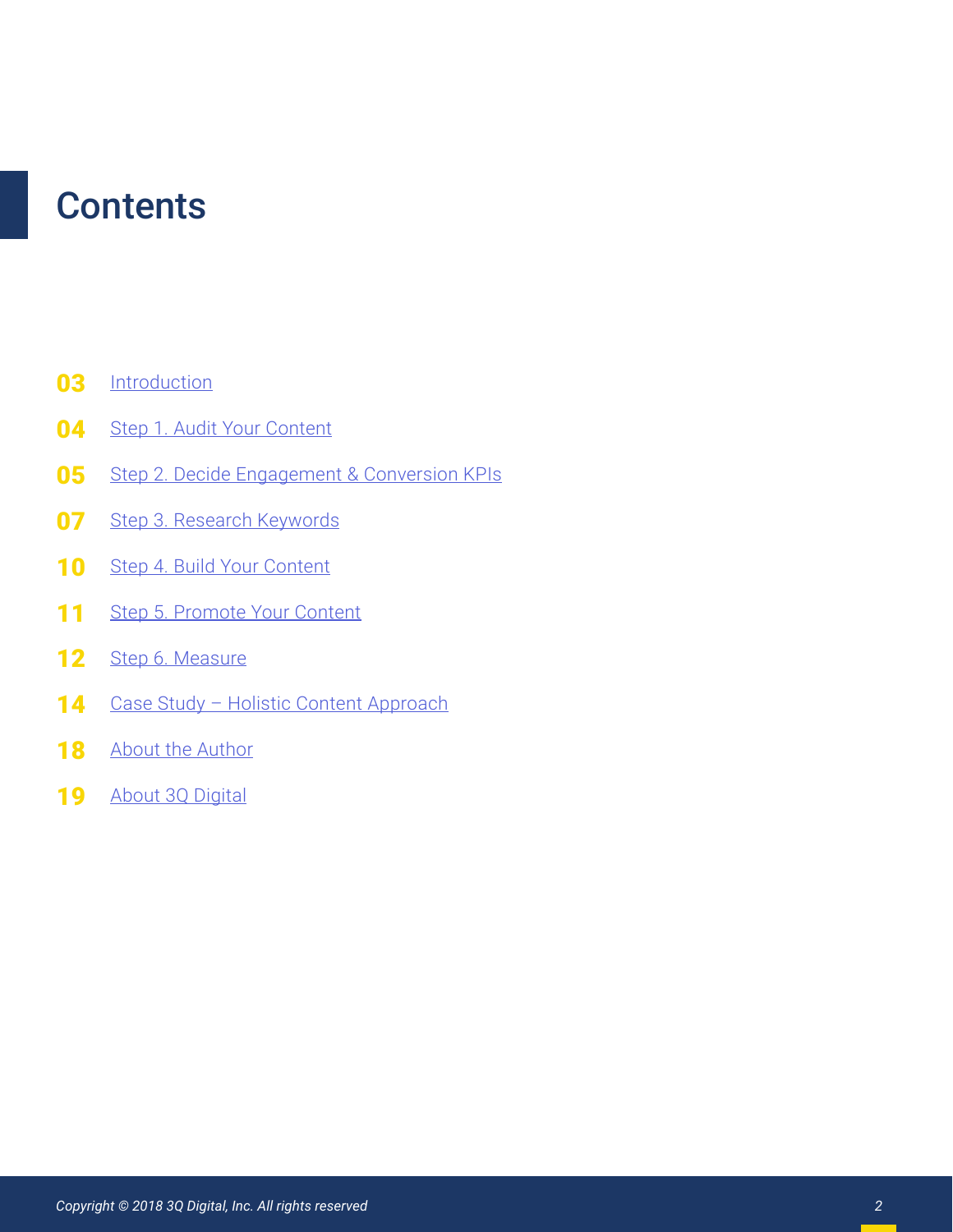# Contents

| | |
|---|---|
| 03 | Introduction |
| 04 | Step 1. Audit Your Content |
| 05 | Step 2. Decide Engagement & Conversion KPIs |
| 07 | Step 3. Research Keywords |
| 10 | Step 4. Build Your Content |
| 11 | Step 5. Promote Your Content |
| 12 | Step 6. Measure |
| 14 | Case Study – Holistic Content Approach |
| 18 | About the Author |
| 19 | About 3Q Digital |

*Copyright © 2018 3Q Digital, Inc. All rights reserved*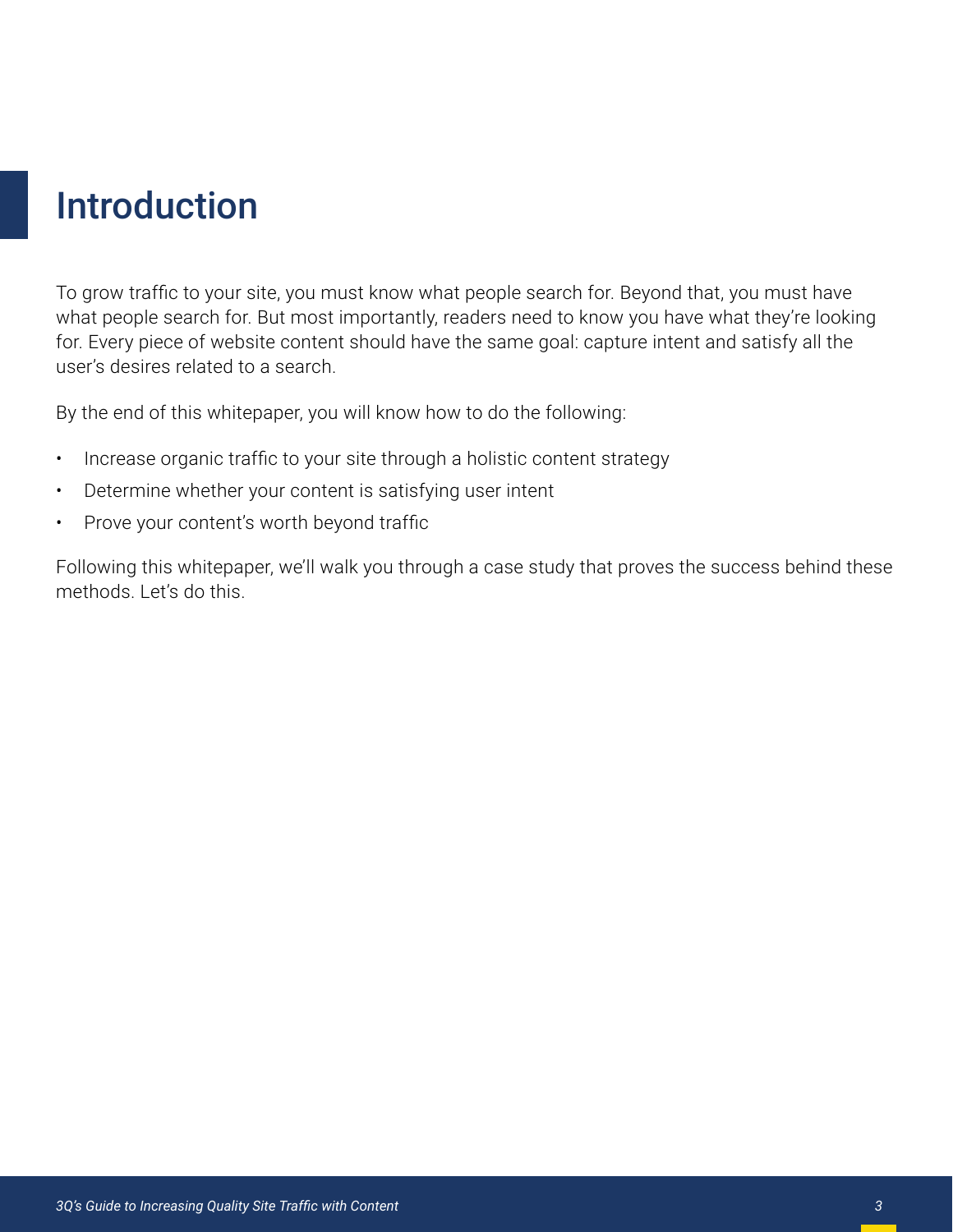# Introduction

To grow traffic to your site, you must know what people search for. Beyond that, you must have what people search for. But most importantly, readers need to know you have what they're looking for. Every piece of website content should have the same goal: capture intent and satisfy all the user's desires related to a search.

By the end of this whitepaper, you will know how to do the following:

- Increase organic traffic to your site through a holistic content strategy
- Determine whether your content is satisfying user intent
- Prove your content's worth beyond traffic

Following this whitepaper, we'll walk you through a case study that proves the success behind these methods. Let's do this.